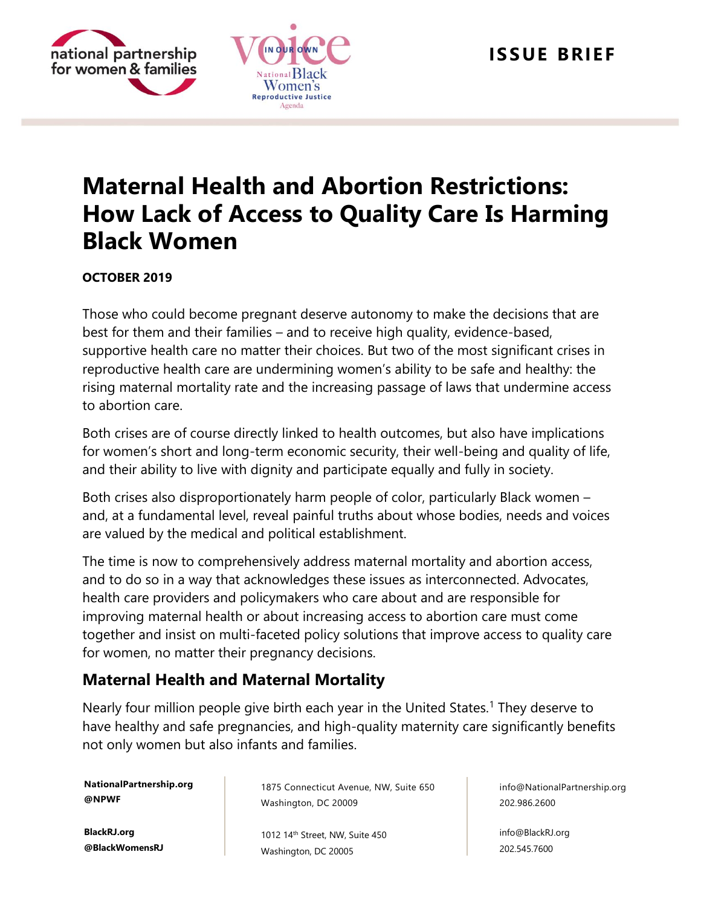ISSUE BRIEF

# Maternal Health and Abortion Restrictions: How Lack of Access to Quality Care Is Harming Black Women

**OCTOBER 2019**

Those who could become pregnant deserve autonomy to make the decisions that are best for them and their families – and to receive high quality, evidence-based, supportive health care no matter their choices. But two of the most significant crises in reproductive health care are undermining women's ability to be safe and healthy: the rising maternal mortality rate and the increasing passage of laws that undermine access to abortion care.

Both crises are of course directly linked to health outcomes, but also have implications for women's short and long-term economic security, their well-being and quality of life, and their ability to live with dignity and participate equally and fully in society.

Both crises also disproportionately harm people of color, particularly Black women – and, at a fundamental level, reveal painful truths about whose bodies, needs and voices are valued by the medical and political establishment.

The time is now to comprehensively address maternal mortality and abortion access, and to do so in a way that acknowledges these issues as interconnected. Advocates, health care providers and policymakers who care about and are responsible for improving maternal health or about increasing access to abortion care must come together and insist on multi-faceted policy solutions that improve access to quality care for women, no matter their pregnancy decisions.

## Maternal Health and Maternal Mortality

Nearly four million people give birth each year in the United States.[1] They deserve to have healthy and safe pregnancies, and high-quality maternity care significantly benefits not only women but also infants and families.

**NationalPartnership.org**
**@NPWF**

1875 Connecticut Avenue, NW, Suite 650
Washington, DC 20009

info@NationalPartnership.org
202.986.2600

**BlackRJ.org**
**@BlackWomensRJ**

1012 14th Street, NW, Suite 450
Washington, DC 20005

info@BlackRJ.org
202.545.7600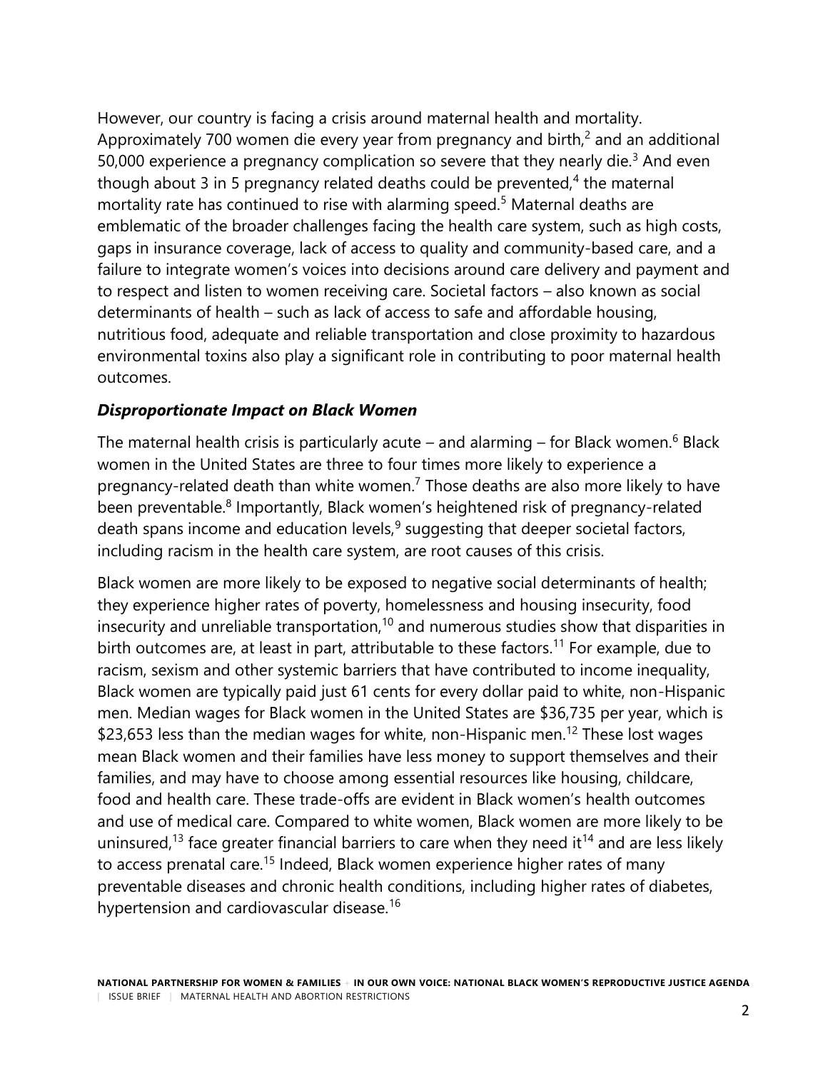However, our country is facing a crisis around maternal health and mortality. Approximately 700 women die every year from pregnancy and birth,[2] and an additional 50,000 experience a pregnancy complication so severe that they nearly die.[3] And even though about 3 in 5 pregnancy related deaths could be prevented,[4] the maternal mortality rate has continued to rise with alarming speed.[5] Maternal deaths are emblematic of the broader challenges facing the health care system, such as high costs, gaps in insurance coverage, lack of access to quality and community-based care, and a failure to integrate women's voices into decisions around care delivery and payment and to respect and listen to women receiving care. Societal factors – also known as social determinants of health – such as lack of access to safe and affordable housing, nutritious food, adequate and reliable transportation and close proximity to hazardous environmental toxins also play a significant role in contributing to poor maternal health outcomes.

### *Disproportionate Impact on Black Women*

The maternal health crisis is particularly acute – and alarming – for Black women.[6] Black women in the United States are three to four times more likely to experience a pregnancy-related death than white women.[7] Those deaths are also more likely to have been preventable.[8] Importantly, Black women's heightened risk of pregnancy-related death spans income and education levels,[9] suggesting that deeper societal factors, including racism in the health care system, are root causes of this crisis.

Black women are more likely to be exposed to negative social determinants of health; they experience higher rates of poverty, homelessness and housing insecurity, food insecurity and unreliable transportation,[10] and numerous studies show that disparities in birth outcomes are, at least in part, attributable to these factors.[11] For example, due to racism, sexism and other systemic barriers that have contributed to income inequality, Black women are typically paid just 61 cents for every dollar paid to white, non-Hispanic men. Median wages for Black women in the United States are $36,735 per year, which is $23,653 less than the median wages for white, non-Hispanic men.[12] These lost wages mean Black women and their families have less money to support themselves and their families, and may have to choose among essential resources like housing, childcare, food and health care. These trade-offs are evident in Black women's health outcomes and use of medical care. Compared to white women, Black women are more likely to be uninsured,[13] face greater financial barriers to care when they need it[14] and are less likely to access prenatal care.[15] Indeed, Black women experience higher rates of many preventable diseases and chronic health conditions, including higher rates of diabetes, hypertension and cardiovascular disease.[16]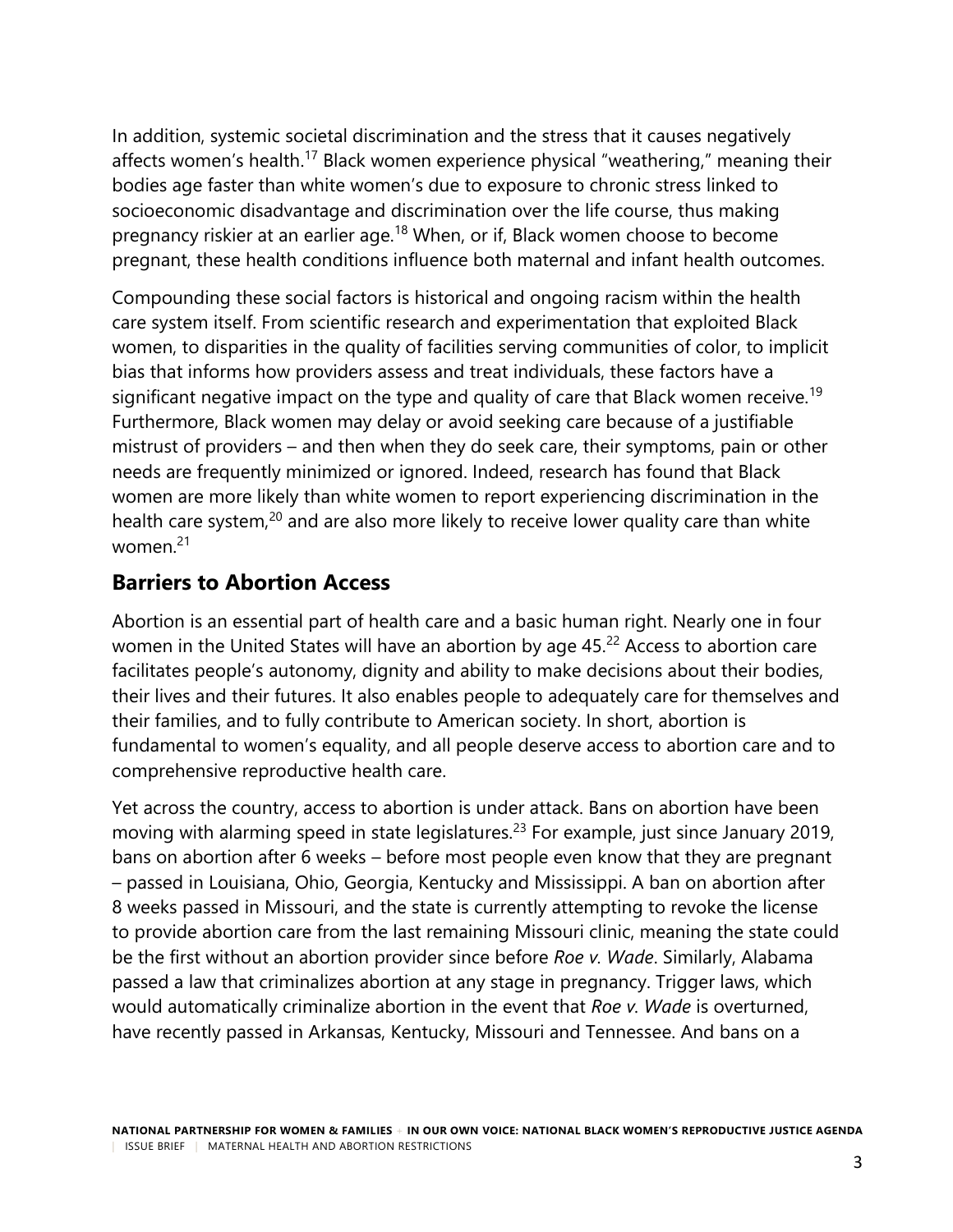In addition, systemic societal discrimination and the stress that it causes negatively affects women's health.[17] Black women experience physical "weathering," meaning their bodies age faster than white women's due to exposure to chronic stress linked to socioeconomic disadvantage and discrimination over the life course, thus making pregnancy riskier at an earlier age.[18] When, or if, Black women choose to become pregnant, these health conditions influence both maternal and infant health outcomes.

Compounding these social factors is historical and ongoing racism within the health care system itself. From scientific research and experimentation that exploited Black women, to disparities in the quality of facilities serving communities of color, to implicit bias that informs how providers assess and treat individuals, these factors have a significant negative impact on the type and quality of care that Black women receive.[19] Furthermore, Black women may delay or avoid seeking care because of a justifiable mistrust of providers – and then when they do seek care, their symptoms, pain or other needs are frequently minimized or ignored. Indeed, research has found that Black women are more likely than white women to report experiencing discrimination in the health care system,[20] and are also more likely to receive lower quality care than white women.[21]

## Barriers to Abortion Access

Abortion is an essential part of health care and a basic human right. Nearly one in four women in the United States will have an abortion by age 45.[22] Access to abortion care facilitates people's autonomy, dignity and ability to make decisions about their bodies, their lives and their futures. It also enables people to adequately care for themselves and their families, and to fully contribute to American society. In short, abortion is fundamental to women's equality, and all people deserve access to abortion care and to comprehensive reproductive health care.

Yet across the country, access to abortion is under attack. Bans on abortion have been moving with alarming speed in state legislatures.[23] For example, just since January 2019, bans on abortion after 6 weeks – before most people even know that they are pregnant – passed in Louisiana, Ohio, Georgia, Kentucky and Mississippi. A ban on abortion after 8 weeks passed in Missouri, and the state is currently attempting to revoke the license to provide abortion care from the last remaining Missouri clinic, meaning the state could be the first without an abortion provider since before *Roe v. Wade*. Similarly, Alabama passed a law that criminalizes abortion at any stage in pregnancy. Trigger laws, which would automatically criminalize abortion in the event that *Roe v. Wade* is overturned, have recently passed in Arkansas, Kentucky, Missouri and Tennessee. And bans on a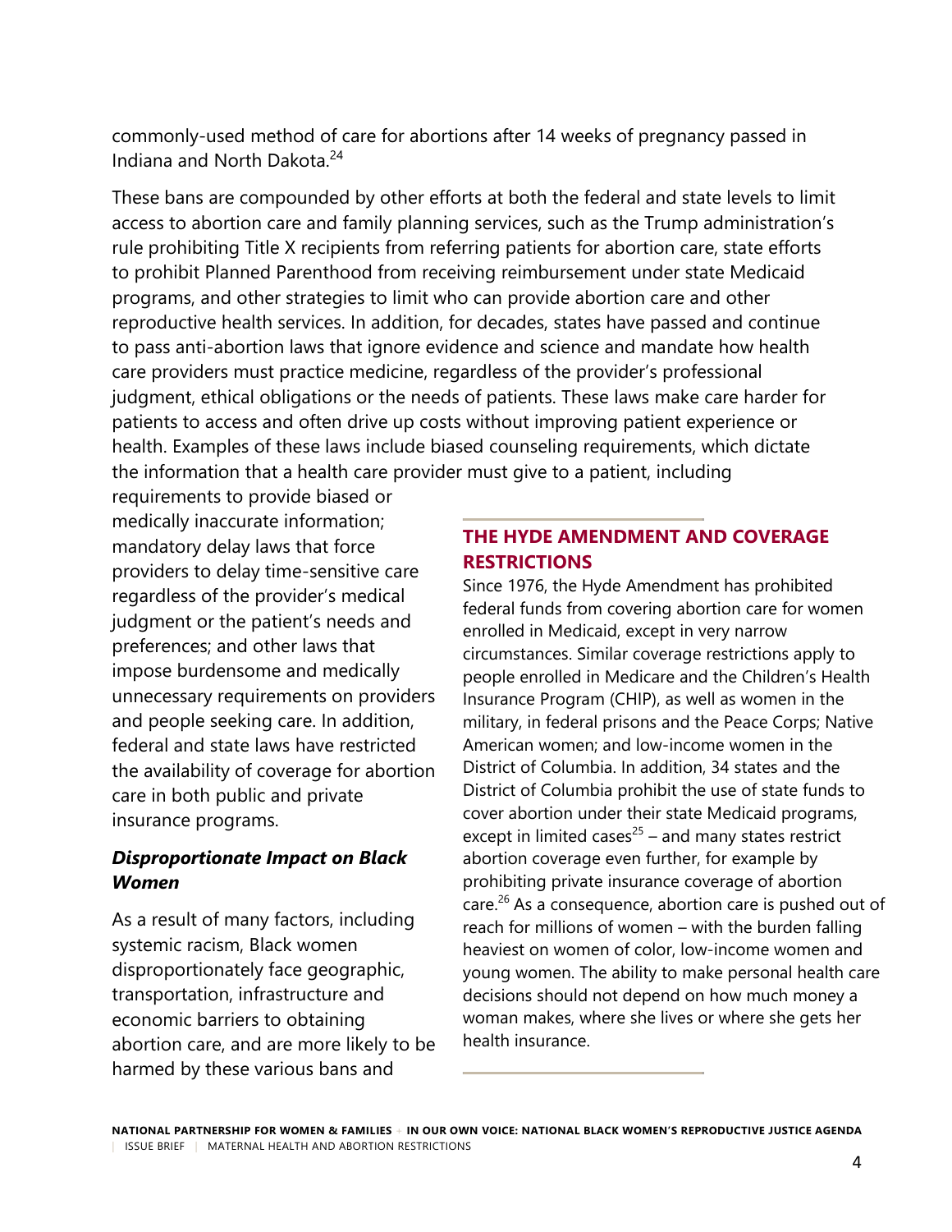commonly-used method of care for abortions after 14 weeks of pregnancy passed in Indiana and North Dakota.[24]

These bans are compounded by other efforts at both the federal and state levels to limit access to abortion care and family planning services, such as the Trump administration's rule prohibiting Title X recipients from referring patients for abortion care, state efforts to prohibit Planned Parenthood from receiving reimbursement under state Medicaid programs, and other strategies to limit who can provide abortion care and other reproductive health services. In addition, for decades, states have passed and continue to pass anti-abortion laws that ignore evidence and science and mandate how health care providers must practice medicine, regardless of the provider's professional judgment, ethical obligations or the needs of patients. These laws make care harder for patients to access and often drive up costs without improving patient experience or health. Examples of these laws include biased counseling requirements, which dictate the information that a health care provider must give to a patient, including requirements to provide biased or medically inaccurate information; mandatory delay laws that force providers to delay time-sensitive care regardless of the provider's medical judgment or the patient's needs and preferences; and other laws that impose burdensome and medically unnecessary requirements on providers and people seeking care. In addition, federal and state laws have restricted the availability of coverage for abortion care in both public and private insurance programs.

### THE HYDE AMENDMENT AND COVERAGE RESTRICTIONS

Since 1976, the Hyde Amendment has prohibited federal funds from covering abortion care for women enrolled in Medicaid, except in very narrow circumstances. Similar coverage restrictions apply to people enrolled in Medicare and the Children's Health Insurance Program (CHIP), as well as women in the military, in federal prisons and the Peace Corps; Native American women; and low-income women in the District of Columbia. In addition, 34 states and the District of Columbia prohibit the use of state funds to cover abortion under their state Medicaid programs, except in limited cases[25] – and many states restrict abortion coverage even further, for example by prohibiting private insurance coverage of abortion care.[26] As a consequence, abortion care is pushed out of reach for millions of women – with the burden falling heaviest on women of color, low-income women and young women. The ability to make personal health care decisions should not depend on how much money a woman makes, where she lives or where she gets her health insurance.

### *Disproportionate Impact on Black Women*

As a result of many factors, including systemic racism, Black women disproportionately face geographic, transportation, infrastructure and economic barriers to obtaining abortion care, and are more likely to be harmed by these various bans and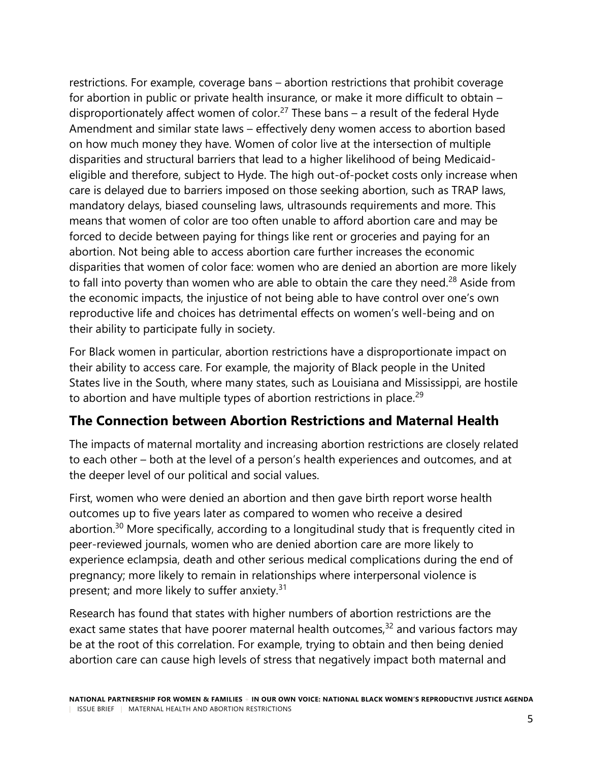restrictions. For example, coverage bans – abortion restrictions that prohibit coverage for abortion in public or private health insurance, or make it more difficult to obtain – disproportionately affect women of color.[27] These bans – a result of the federal Hyde Amendment and similar state laws – effectively deny women access to abortion based on how much money they have. Women of color live at the intersection of multiple disparities and structural barriers that lead to a higher likelihood of being Medicaid-eligible and therefore, subject to Hyde. The high out-of-pocket costs only increase when care is delayed due to barriers imposed on those seeking abortion, such as TRAP laws, mandatory delays, biased counseling laws, ultrasounds requirements and more. This means that women of color are too often unable to afford abortion care and may be forced to decide between paying for things like rent or groceries and paying for an abortion. Not being able to access abortion care further increases the economic disparities that women of color face: women who are denied an abortion are more likely to fall into poverty than women who are able to obtain the care they need.[28] Aside from the economic impacts, the injustice of not being able to have control over one's own reproductive life and choices has detrimental effects on women's well-being and on their ability to participate fully in society.

For Black women in particular, abortion restrictions have a disproportionate impact on their ability to access care. For example, the majority of Black people in the United States live in the South, where many states, such as Louisiana and Mississippi, are hostile to abortion and have multiple types of abortion restrictions in place.[29]

## The Connection between Abortion Restrictions and Maternal Health

The impacts of maternal mortality and increasing abortion restrictions are closely related to each other – both at the level of a person's health experiences and outcomes, and at the deeper level of our political and social values.

First, women who were denied an abortion and then gave birth report worse health outcomes up to five years later as compared to women who receive a desired abortion.[30] More specifically, according to a longitudinal study that is frequently cited in peer-reviewed journals, women who are denied abortion care are more likely to experience eclampsia, death and other serious medical complications during the end of pregnancy; more likely to remain in relationships where interpersonal violence is present; and more likely to suffer anxiety.[31]

Research has found that states with higher numbers of abortion restrictions are the exact same states that have poorer maternal health outcomes,[32] and various factors may be at the root of this correlation. For example, trying to obtain and then being denied abortion care can cause high levels of stress that negatively impact both maternal and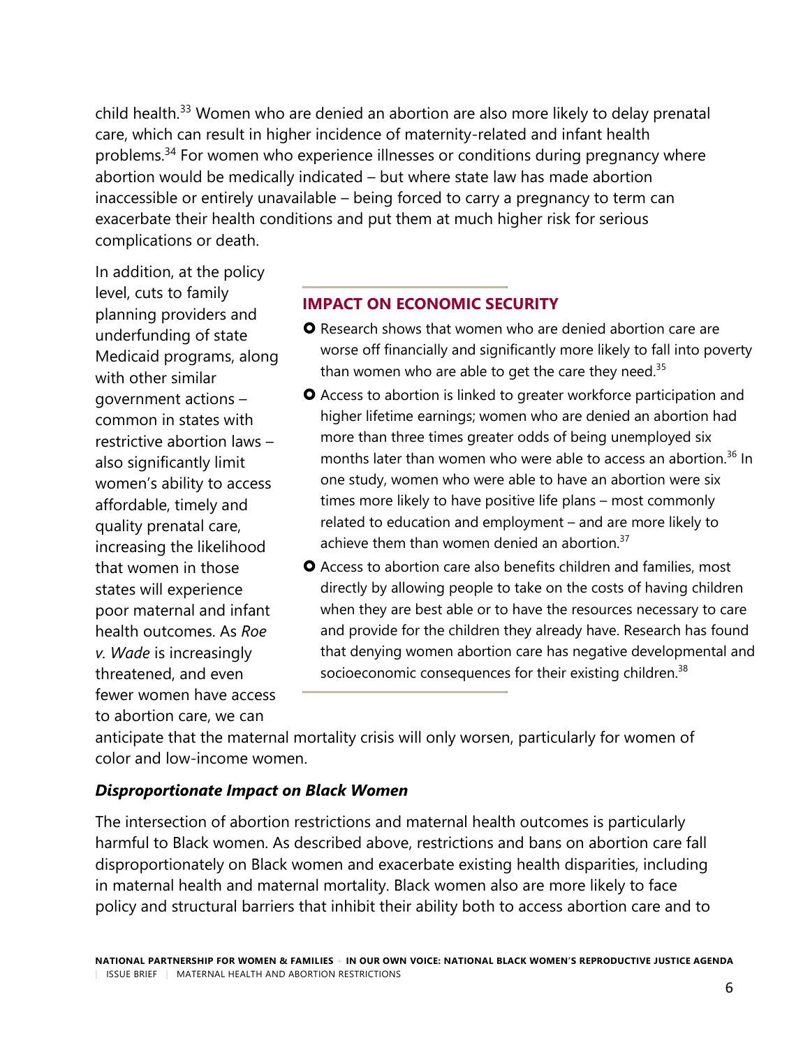child health.[33] Women who are denied an abortion are also more likely to delay prenatal care, which can result in higher incidence of maternity-related and infant health problems.[34] For women who experience illnesses or conditions during pregnancy where abortion would be medically indicated – but where state law has made abortion inaccessible or entirely unavailable – being forced to carry a pregnancy to term can exacerbate their health conditions and put them at much higher risk for serious complications or death.

In addition, at the policy level, cuts to family planning providers and underfunding of state Medicaid programs, along with other similar government actions – common in states with restrictive abortion laws – also significantly limit women's ability to access affordable, timely and quality prenatal care, increasing the likelihood that women in those states will experience poor maternal and infant health outcomes. As *Roe v. Wade* is increasingly threatened, and even fewer women have access to abortion care, we can anticipate that the maternal mortality crisis will only worsen, particularly for women of color and low-income women.

### IMPACT ON ECONOMIC SECURITY

- Research shows that women who are denied abortion care are worse off financially and significantly more likely to fall into poverty than women who are able to get the care they need.[35]
- Access to abortion is linked to greater workforce participation and higher lifetime earnings; women who are denied an abortion had more than three times greater odds of being unemployed six months later than women who were able to access an abortion.[36] In one study, women who were able to have an abortion were six times more likely to have positive life plans – most commonly related to education and employment – and are more likely to achieve them than women denied an abortion.[37]
- Access to abortion care also benefits children and families, most directly by allowing people to take on the costs of having children when they are best able or to have the resources necessary to care and provide for the children they already have. Research has found that denying women abortion care has negative developmental and socioeconomic consequences for their existing children.[38]

### *Disproportionate Impact on Black Women*

The intersection of abortion restrictions and maternal health outcomes is particularly harmful to Black women. As described above, restrictions and bans on abortion care fall disproportionately on Black women and exacerbate existing health disparities, including in maternal health and maternal mortality. Black women also are more likely to face policy and structural barriers that inhibit their ability both to access abortion care and to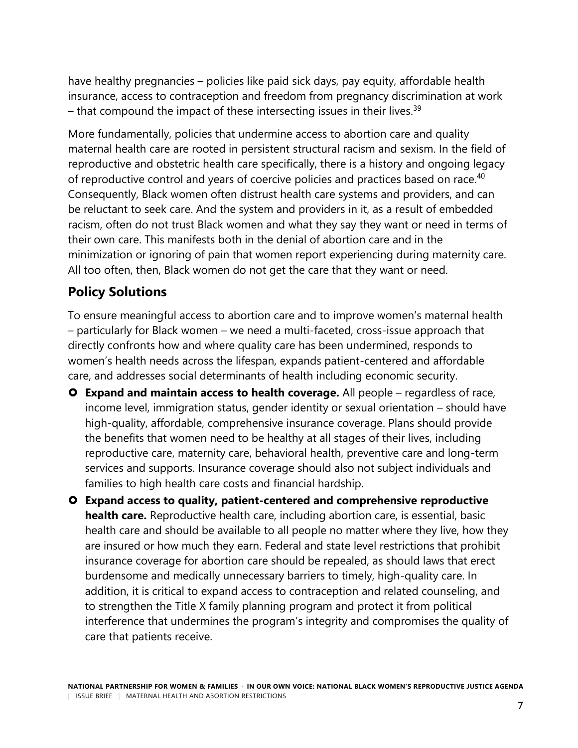have healthy pregnancies – policies like paid sick days, pay equity, affordable health insurance, access to contraception and freedom from pregnancy discrimination at work – that compound the impact of these intersecting issues in their lives.[39]

More fundamentally, policies that undermine access to abortion care and quality maternal health care are rooted in persistent structural racism and sexism. In the field of reproductive and obstetric health care specifically, there is a history and ongoing legacy of reproductive control and years of coercive policies and practices based on race.[40] Consequently, Black women often distrust health care systems and providers, and can be reluctant to seek care. And the system and providers in it, as a result of embedded racism, often do not trust Black women and what they say they want or need in terms of their own care. This manifests both in the denial of abortion care and in the minimization or ignoring of pain that women report experiencing during maternity care. All too often, then, Black women do not get the care that they want or need.

## Policy Solutions

To ensure meaningful access to abortion care and to improve women's maternal health – particularly for Black women – we need a multi-faceted, cross-issue approach that directly confronts how and where quality care has been undermined, responds to women's health needs across the lifespan, expands patient-centered and affordable care, and addresses social determinants of health including economic security.

- **Expand and maintain access to health coverage.** All people – regardless of race, income level, immigration status, gender identity or sexual orientation – should have high-quality, affordable, comprehensive insurance coverage. Plans should provide the benefits that women need to be healthy at all stages of their lives, including reproductive care, maternity care, behavioral health, preventive care and long-term services and supports. Insurance coverage should also not subject individuals and families to high health care costs and financial hardship.
- **Expand access to quality, patient-centered and comprehensive reproductive health care.** Reproductive health care, including abortion care, is essential, basic health care and should be available to all people no matter where they live, how they are insured or how much they earn. Federal and state level restrictions that prohibit insurance coverage for abortion care should be repealed, as should laws that erect burdensome and medically unnecessary barriers to timely, high-quality care. In addition, it is critical to expand access to contraception and related counseling, and to strengthen the Title X family planning program and protect it from political interference that undermines the program's integrity and compromises the quality of care that patients receive.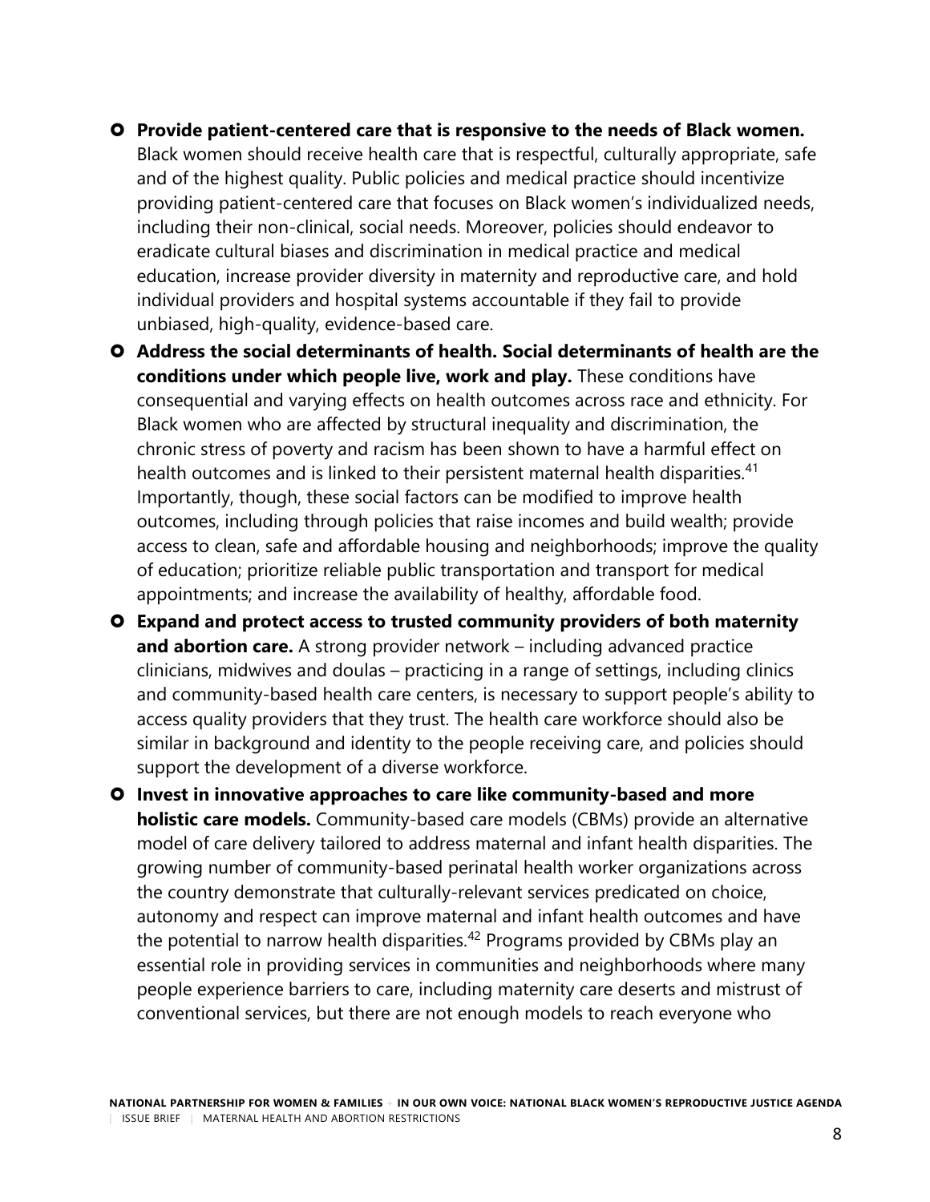- **Provide patient-centered care that is responsive to the needs of Black women.** Black women should receive health care that is respectful, culturally appropriate, safe and of the highest quality. Public policies and medical practice should incentivize providing patient-centered care that focuses on Black women's individualized needs, including their non-clinical, social needs. Moreover, policies should endeavor to eradicate cultural biases and discrimination in medical practice and medical education, increase provider diversity in maternity and reproductive care, and hold individual providers and hospital systems accountable if they fail to provide unbiased, high-quality, evidence-based care.
- **Address the social determinants of health. Social determinants of health are the conditions under which people live, work and play.** These conditions have consequential and varying effects on health outcomes across race and ethnicity. For Black women who are affected by structural inequality and discrimination, the chronic stress of poverty and racism has been shown to have a harmful effect on health outcomes and is linked to their persistent maternal health disparities.[41] Importantly, though, these social factors can be modified to improve health outcomes, including through policies that raise incomes and build wealth; provide access to clean, safe and affordable housing and neighborhoods; improve the quality of education; prioritize reliable public transportation and transport for medical appointments; and increase the availability of healthy, affordable food.
- **Expand and protect access to trusted community providers of both maternity and abortion care.** A strong provider network – including advanced practice clinicians, midwives and doulas – practicing in a range of settings, including clinics and community-based health care centers, is necessary to support people's ability to access quality providers that they trust. The health care workforce should also be similar in background and identity to the people receiving care, and policies should support the development of a diverse workforce.
- **Invest in innovative approaches to care like community-based and more holistic care models.** Community-based care models (CBMs) provide an alternative model of care delivery tailored to address maternal and infant health disparities. The growing number of community-based perinatal health worker organizations across the country demonstrate that culturally-relevant services predicated on choice, autonomy and respect can improve maternal and infant health outcomes and have the potential to narrow health disparities.[42] Programs provided by CBMs play an essential role in providing services in communities and neighborhoods where many people experience barriers to care, including maternity care deserts and mistrust of conventional services, but there are not enough models to reach everyone who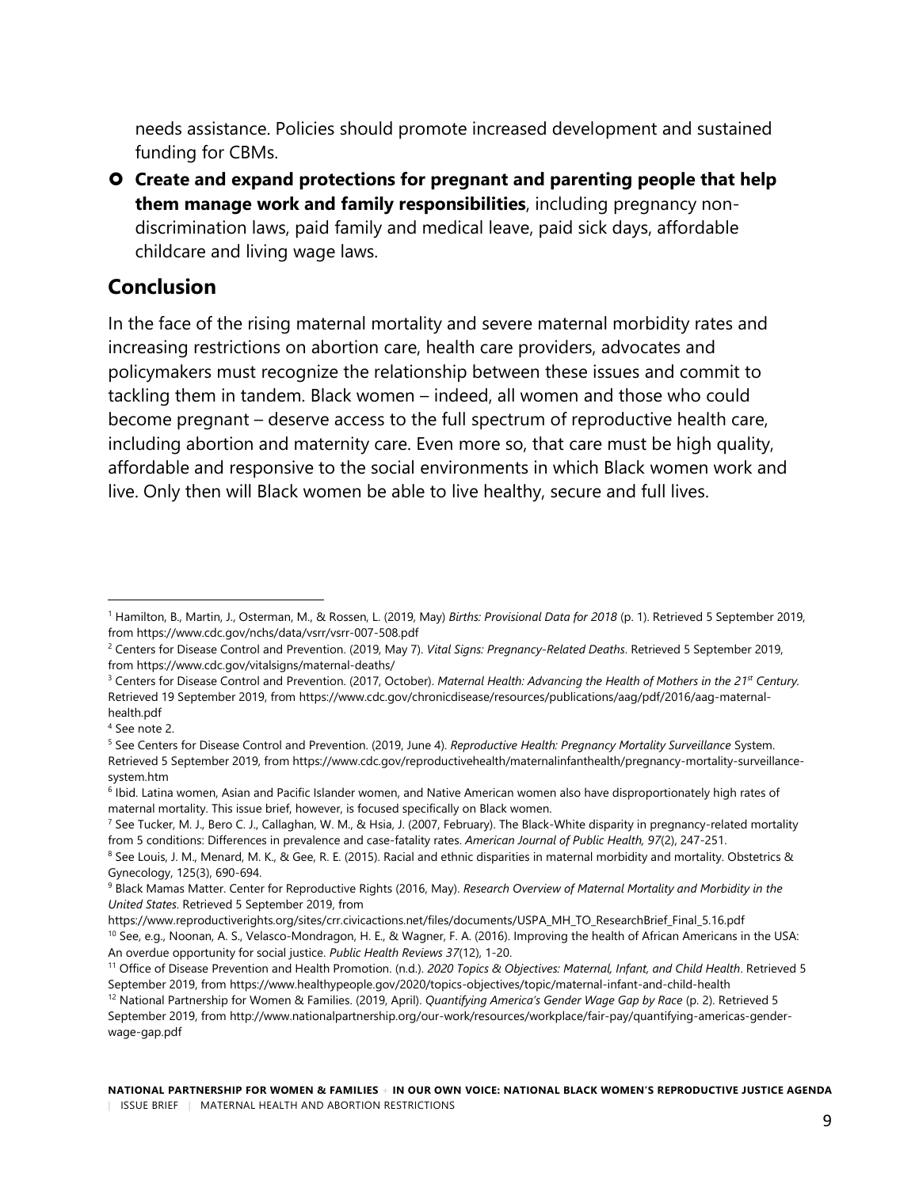needs assistance. Policies should promote increased development and sustained funding for CBMs.

- **Create and expand protections for pregnant and parenting people that help them manage work and family responsibilities**, including pregnancy non-discrimination laws, paid family and medical leave, paid sick days, affordable childcare and living wage laws.

## Conclusion

In the face of the rising maternal mortality and severe maternal morbidity rates and increasing restrictions on abortion care, health care providers, advocates and policymakers must recognize the relationship between these issues and commit to tackling them in tandem. Black women – indeed, all women and those who could become pregnant – deserve access to the full spectrum of reproductive health care, including abortion and maternity care. Even more so, that care must be high quality, affordable and responsive to the social environments in which Black women work and live. Only then will Black women be able to live healthy, secure and full lives.

---

[1] Hamilton, B., Martin, J., Osterman, M., & Rossen, L. (2019, May) *Births: Provisional Data for 2018* (p. 1). Retrieved 5 September 2019, from https://www.cdc.gov/nchs/data/vsrr/vsrr-007-508.pdf

[2] Centers for Disease Control and Prevention. (2019, May 7). *Vital Signs: Pregnancy-Related Deaths*. Retrieved 5 September 2019, from https://www.cdc.gov/vitalsigns/maternal-deaths/

[3] Centers for Disease Control and Prevention. (2017, October). *Maternal Health: Advancing the Health of Mothers in the 21st Century.* Retrieved 19 September 2019, from https://www.cdc.gov/chronicdisease/resources/publications/aag/pdf/2016/aag-maternal-health.pdf

[4] See note 2.

[5] See Centers for Disease Control and Prevention. (2019, June 4). *Reproductive Health: Pregnancy Mortality Surveillance* System. Retrieved 5 September 2019, from https://www.cdc.gov/reproductivehealth/maternalinfanthealth/pregnancy-mortality-surveillance-system.htm

[6] Ibid. Latina women, Asian and Pacific Islander women, and Native American women also have disproportionately high rates of maternal mortality. This issue brief, however, is focused specifically on Black women.

[7] See Tucker, M. J., Bero C. J., Callaghan, W. M., & Hsia, J. (2007, February). The Black-White disparity in pregnancy-related mortality from 5 conditions: Differences in prevalence and case-fatality rates. *American Journal of Public Health, 97*(2), 247-251.

[8] See Louis, J. M., Menard, M. K., & Gee, R. E. (2015). Racial and ethnic disparities in maternal morbidity and mortality. Obstetrics & Gynecology, 125(3), 690-694.

[9] Black Mamas Matter. Center for Reproductive Rights (2016, May). *Research Overview of Maternal Mortality and Morbidity in the United States*. Retrieved 5 September 2019, from https://www.reproductiverights.org/sites/crr.civicactions.net/files/documents/USPA_MH_TO_ResearchBrief_Final_5.16.pdf

[10] See, e.g., Noonan, A. S., Velasco-Mondragon, H. E., & Wagner, F. A. (2016). Improving the health of African Americans in the USA: An overdue opportunity for social justice. *Public Health Reviews 37*(12), 1-20.

[11] Office of Disease Prevention and Health Promotion. (n.d.). *2020 Topics & Objectives: Maternal, Infant, and Child Health*. Retrieved 5 September 2019, from https://www.healthypeople.gov/2020/topics-objectives/topic/maternal-infant-and-child-health

[12] National Partnership for Women & Families. (2019, April). *Quantifying America's Gender Wage Gap by Race* (p. 2). Retrieved 5 September 2019, from http://www.nationalpartnership.org/our-work/resources/workplace/fair-pay/quantifying-americas-gender-wage-gap.pdf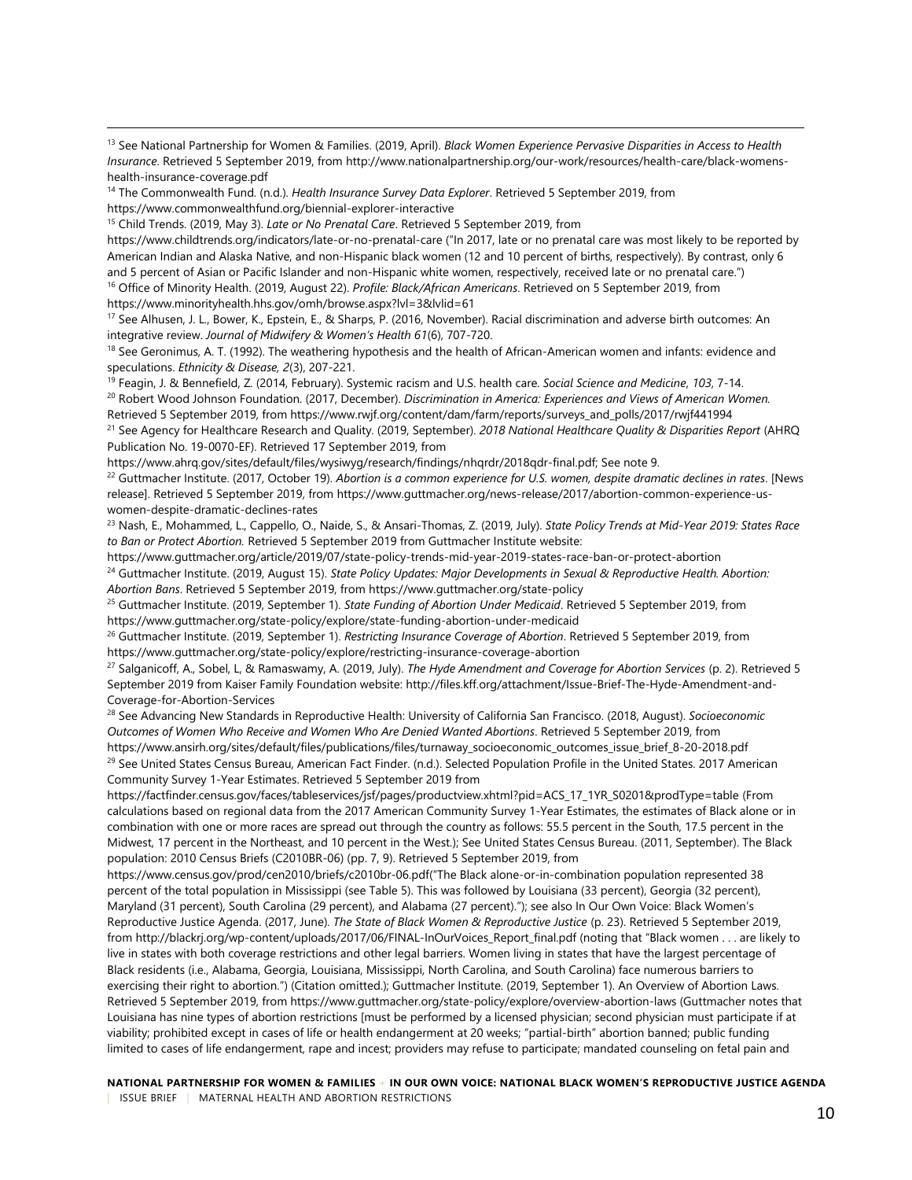[13] See National Partnership for Women & Families. (2019, April). *Black Women Experience Pervasive Disparities in Access to Health Insurance*. Retrieved 5 September 2019, from http://www.nationalpartnership.org/our-work/resources/health-care/black-womens-health-insurance-coverage.pdf

[14] The Commonwealth Fund. (n.d.). *Health Insurance Survey Data Explorer*. Retrieved 5 September 2019, from https://www.commonwealthfund.org/biennial-explorer-interactive

[15] Child Trends. (2019, May 3). *Late or No Prenatal Care*. Retrieved 5 September 2019, from https://www.childtrends.org/indicators/late-or-no-prenatal-care ("In 2017, late or no prenatal care was most likely to be reported by American Indian and Alaska Native, and non-Hispanic black women (12 and 10 percent of births, respectively). By contrast, only 6 and 5 percent of Asian or Pacific Islander and non-Hispanic white women, respectively, received late or no prenatal care.")

[16] Office of Minority Health. (2019, August 22). *Profile: Black/African Americans*. Retrieved on 5 September 2019, from https://www.minorityhealth.hhs.gov/omh/browse.aspx?lvl=3&lvlid=61

[17] See Alhusen, J. L., Bower, K., Epstein, E., & Sharps, P. (2016, November). Racial discrimination and adverse birth outcomes: An integrative review. *Journal of Midwifery & Women's Health 61*(6), 707-720.

[18] See Geronimus, A. T. (1992). The weathering hypothesis and the health of African-American women and infants: evidence and speculations. *Ethnicity & Disease, 2*(3), 207-221.

[19] Feagin, J. & Bennefield, Z. (2014, February). Systemic racism and U.S. health care. *Social Science and Medicine*, *103*, 7-14.

[20] Robert Wood Johnson Foundation. (2017, December). *Discrimination in America: Experiences and Views of American Women.* Retrieved 5 September 2019, from https://www.rwjf.org/content/dam/farm/reports/surveys_and_polls/2017/rwjf441994

[21] See Agency for Healthcare Research and Quality. (2019, September). *2018 National Healthcare Quality & Disparities Report* (AHRQ Publication No. 19-0070-EF). Retrieved 17 September 2019, from https://www.ahrq.gov/sites/default/files/wysiwyg/research/findings/nhqrdr/2018qdr-final.pdf; See note 9.

[22] Guttmacher Institute. (2017, October 19). *Abortion is a common experience for U.S. women, despite dramatic declines in rates*. [News release]. Retrieved 5 September 2019, from https://www.guttmacher.org/news-release/2017/abortion-common-experience-us-women-despite-dramatic-declines-rates

[23] Nash, E., Mohammed, L., Cappello, O., Naide, S., & Ansari-Thomas, Z. (2019, July). *State Policy Trends at Mid-Year 2019: States Race to Ban or Protect Abortion.* Retrieved 5 September 2019 from Guttmacher Institute website: https://www.guttmacher.org/article/2019/07/state-policy-trends-mid-year-2019-states-race-ban-or-protect-abortion

[24] Guttmacher Institute. (2019, August 15). *State Policy Updates: Major Developments in Sexual & Reproductive Health. Abortion: Abortion Bans*. Retrieved 5 September 2019, from https://www.guttmacher.org/state-policy

[25] Guttmacher Institute. (2019, September 1). *State Funding of Abortion Under Medicaid*. Retrieved 5 September 2019, from https://www.guttmacher.org/state-policy/explore/state-funding-abortion-under-medicaid

[26] Guttmacher Institute. (2019, September 1). *Restricting Insurance Coverage of Abortion*. Retrieved 5 September 2019, from https://www.guttmacher.org/state-policy/explore/restricting-insurance-coverage-abortion

[27] Salganicoff, A., Sobel, L, & Ramaswamy, A. (2019, July). *The Hyde Amendment and Coverage for Abortion Services* (p. 2). Retrieved 5 September 2019 from Kaiser Family Foundation website: http://files.kff.org/attachment/Issue-Brief-The-Hyde-Amendment-and-Coverage-for-Abortion-Services

[28] See Advancing New Standards in Reproductive Health: University of California San Francisco. (2018, August). *Socioeconomic Outcomes of Women Who Receive and Women Who Are Denied Wanted Abortions*. Retrieved 5 September 2019, from https://www.ansirh.org/sites/default/files/publications/files/turnaway_socioeconomic_outcomes_issue_brief_8-20-2018.pdf

[29] See United States Census Bureau, American Fact Finder. (n.d.). Selected Population Profile in the United States. 2017 American Community Survey 1-Year Estimates. Retrieved 5 September 2019 from https://factfinder.census.gov/faces/tableservices/jsf/pages/productview.xhtml?pid=ACS_17_1YR_S0201&prodType=table (From calculations based on regional data from the 2017 American Community Survey 1-Year Estimates, the estimates of Black alone or in combination with one or more races are spread out through the country as follows: 55.5 percent in the South, 17.5 percent in the Midwest, 17 percent in the Northeast, and 10 percent in the West.); See United States Census Bureau. (2011, September). The Black population: 2010 Census Briefs (C2010BR-06) (pp. 7, 9). Retrieved 5 September 2019, from https://www.census.gov/prod/cen2010/briefs/c2010br-06.pdf("The Black alone-or-in-combination population represented 38 percent of the total population in Mississippi (see Table 5). This was followed by Louisiana (33 percent), Georgia (32 percent), Maryland (31 percent), South Carolina (29 percent), and Alabama (27 percent)."); see also In Our Own Voice: Black Women's Reproductive Justice Agenda. (2017, June). *The State of Black Women & Reproductive Justice* (p. 23). Retrieved 5 September 2019, from http://blackrj.org/wp-content/uploads/2017/06/FINAL-InOurVoices_Report_final.pdf (noting that "Black women . . . are likely to live in states with both coverage restrictions and other legal barriers. Women living in states that have the largest percentage of Black residents (i.e., Alabama, Georgia, Louisiana, Mississippi, North Carolina, and South Carolina) face numerous barriers to exercising their right to abortion.") (Citation omitted.); Guttmacher Institute. (2019, September 1). An Overview of Abortion Laws. Retrieved 5 September 2019, from https://www.guttmacher.org/state-policy/explore/overview-abortion-laws (Guttmacher notes that Louisiana has nine types of abortion restrictions [must be performed by a licensed physician; second physician must participate if at viability; prohibited except in cases of life or health endangerment at 20 weeks; "partial-birth" abortion banned; public funding limited to cases of life endangerment, rape and incest; providers may refuse to participate; mandated counseling on fetal pain and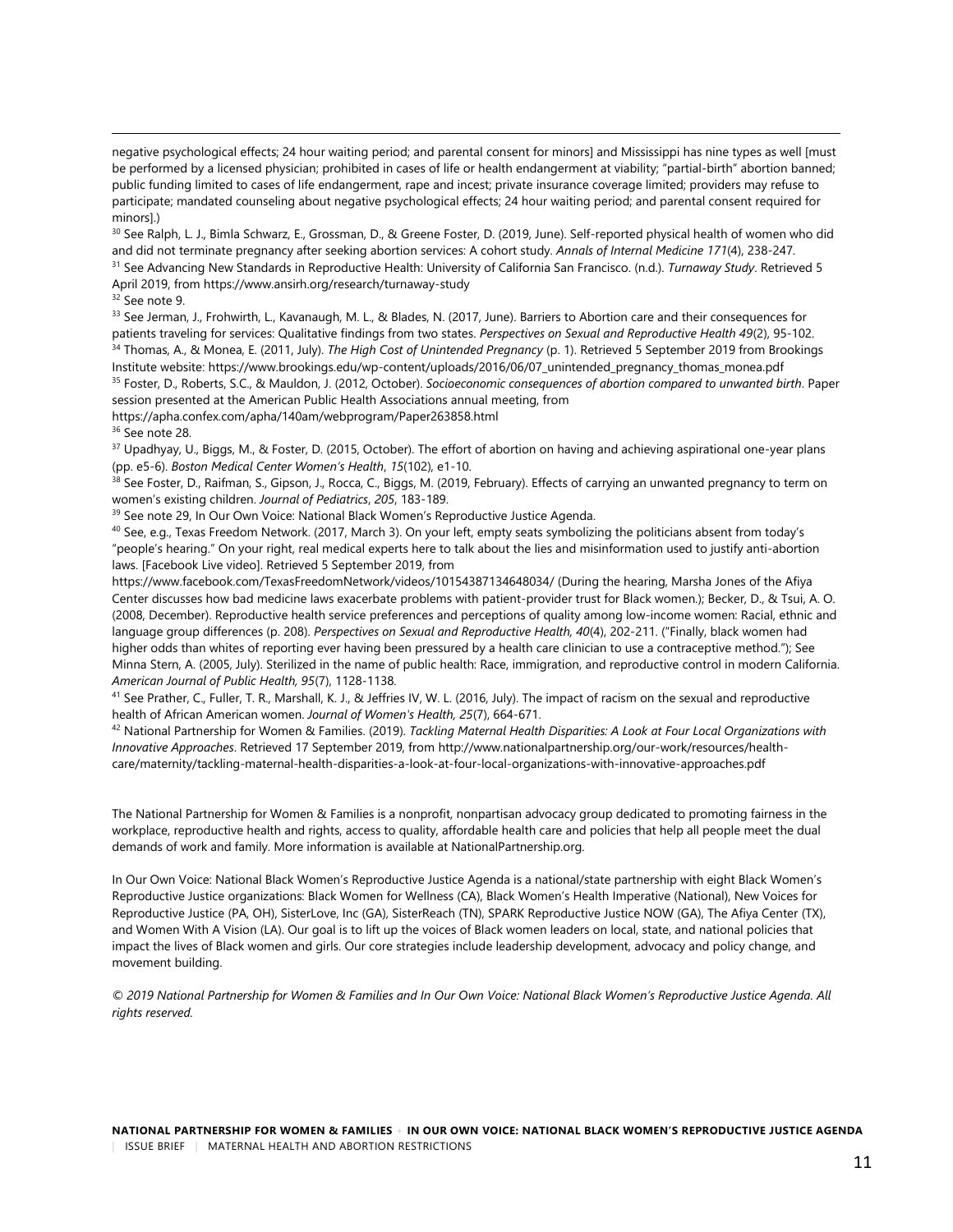negative psychological effects; 24 hour waiting period; and parental consent for minors] and Mississippi has nine types as well [must be performed by a licensed physician; prohibited in cases of life or health endangerment at viability; "partial-birth" abortion banned; public funding limited to cases of life endangerment, rape and incest; private insurance coverage limited; providers may refuse to participate; mandated counseling about negative psychological effects; 24 hour waiting period; and parental consent required for minors].)

[30] See Ralph, L. J., Bimla Schwarz, E., Grossman, D., & Greene Foster, D. (2019, June). Self-reported physical health of women who did and did not terminate pregnancy after seeking abortion services: A cohort study. *Annals of Internal Medicine 171*(4), 238-247.

[31] See Advancing New Standards in Reproductive Health: University of California San Francisco. (n.d.). *Turnaway Study*. Retrieved 5 April 2019, from https://www.ansirh.org/research/turnaway-study

[32] See note 9.

[33] See Jerman, J., Frohwirth, L., Kavanaugh, M. L., & Blades, N. (2017, June). Barriers to Abortion care and their consequences for patients traveling for services: Qualitative findings from two states. *Perspectives on Sexual and Reproductive Health 49*(2), 95-102.

[34] Thomas, A., & Monea, E. (2011, July). *The High Cost of Unintended Pregnancy* (p. 1). Retrieved 5 September 2019 from Brookings Institute website: https://www.brookings.edu/wp-content/uploads/2016/06/07_unintended_pregnancy_thomas_monea.pdf

[35] Foster, D., Roberts, S.C., & Mauldon, J. (2012, October). *Socioeconomic consequences of abortion compared to unwanted birth*. Paper session presented at the American Public Health Associations annual meeting, from https://apha.confex.com/apha/140am/webprogram/Paper263858.html

[36] See note 28.

[37] Upadhyay, U., Biggs, M., & Foster, D. (2015, October). The effort of abortion on having and achieving aspirational one-year plans (pp. e5-6). *Boston Medical Center Women's Health*, *15*(102), e1-10.

[38] See Foster, D., Raifman, S., Gipson, J., Rocca, C., Biggs, M. (2019, February). Effects of carrying an unwanted pregnancy to term on women's existing children. *Journal of Pediatrics*, *205*, 183-189.

[39] See note 29, In Our Own Voice: National Black Women's Reproductive Justice Agenda.

[40] See, e.g., Texas Freedom Network. (2017, March 3). On your left, empty seats symbolizing the politicians absent from today's "people's hearing." On your right, real medical experts here to talk about the lies and misinformation used to justify anti-abortion laws. [Facebook Live video]. Retrieved 5 September 2019, from https://www.facebook.com/TexasFreedomNetwork/videos/10154387134648034/ (During the hearing, Marsha Jones of the Afiya Center discusses how bad medicine laws exacerbate problems with patient-provider trust for Black women.); Becker, D., & Tsui, A. O. (2008, December). Reproductive health service preferences and perceptions of quality among low-income women: Racial, ethnic and language group differences (p. 208). *Perspectives on Sexual and Reproductive Health, 40*(4), 202-211. ("Finally, black women had higher odds than whites of reporting ever having been pressured by a health care clinician to use a contraceptive method."); See Minna Stern, A. (2005, July). Sterilized in the name of public health: Race, immigration, and reproductive control in modern California. *American Journal of Public Health, 95*(7), 1128-1138.

[41] See Prather, C., Fuller, T. R., Marshall, K. J., & Jeffries IV, W. L. (2016, July). The impact of racism on the sexual and reproductive health of African American women. *Journal of Women's Health, 25*(7), 664-671.

[42] National Partnership for Women & Families. (2019). *Tackling Maternal Health Disparities: A Look at Four Local Organizations with Innovative Approaches*. Retrieved 17 September 2019, from http://www.nationalpartnership.org/our-work/resources/health-care/maternity/tackling-maternal-health-disparities-a-look-at-four-local-organizations-with-innovative-approaches.pdf

The National Partnership for Women & Families is a nonprofit, nonpartisan advocacy group dedicated to promoting fairness in the workplace, reproductive health and rights, access to quality, affordable health care and policies that help all people meet the dual demands of work and family. More information is available at NationalPartnership.org.

In Our Own Voice: National Black Women's Reproductive Justice Agenda is a national/state partnership with eight Black Women's Reproductive Justice organizations: Black Women for Wellness (CA), Black Women's Health Imperative (National), New Voices for Reproductive Justice (PA, OH), SisterLove, Inc (GA), SisterReach (TN), SPARK Reproductive Justice NOW (GA), The Afiya Center (TX), and Women With A Vision (LA). Our goal is to lift up the voices of Black women leaders on local, state, and national policies that impact the lives of Black women and girls. Our core strategies include leadership development, advocacy and policy change, and movement building.

*© 2019 National Partnership for Women & Families and In Our Own Voice: National Black Women's Reproductive Justice Agenda. All rights reserved.*